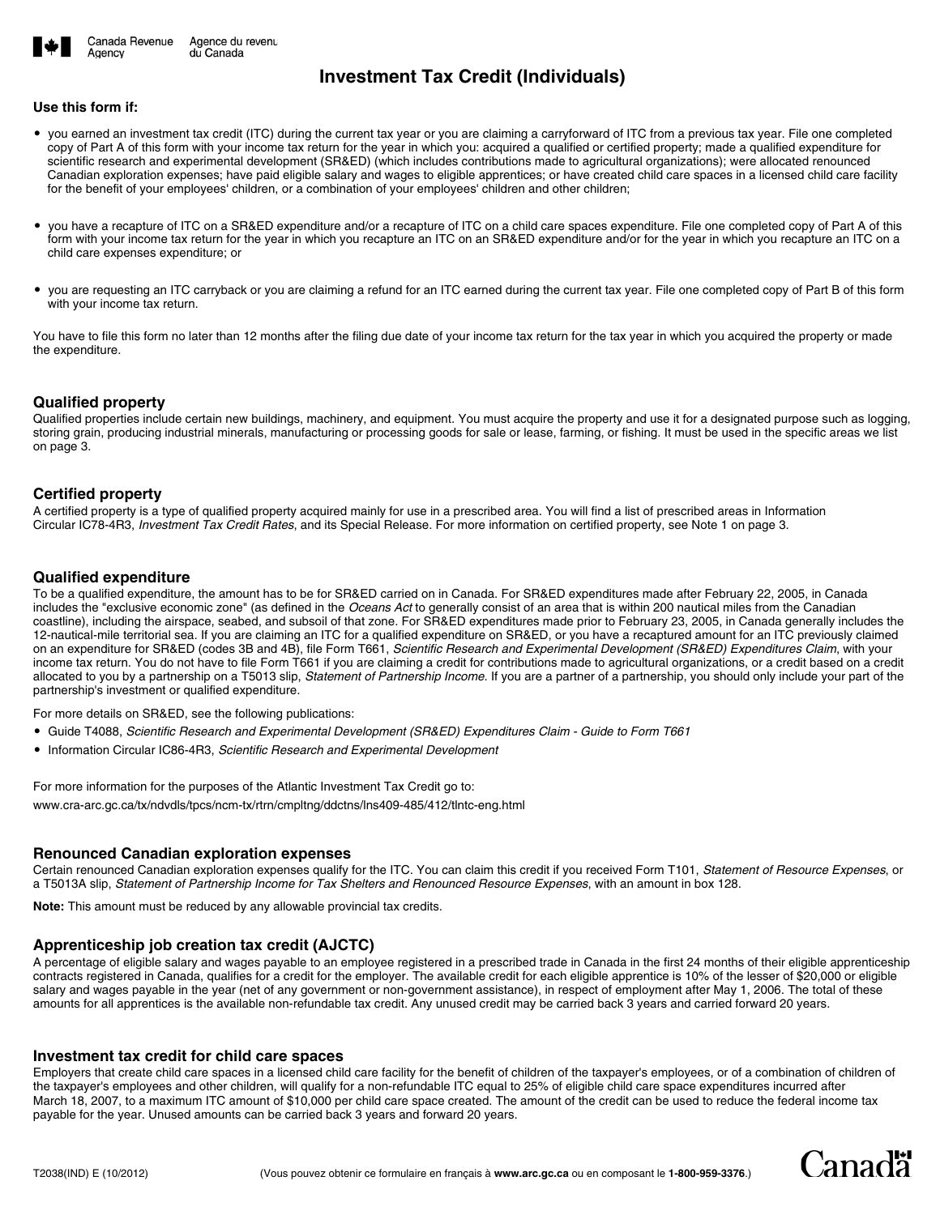Canada Revenue Agency / Agence du revenu du Canada

# Investment Tax Credit (Individuals)

**Use this form if:**

- you earned an investment tax credit (ITC) during the current tax year or you are claiming a carryforward of ITC from a previous tax year. File one completed copy of Part A of this form with your income tax return for the year in which you: acquired a qualified or certified property; made a qualified expenditure for scientific research and experimental development (SR&ED) (which includes contributions made to agricultural organizations); were allocated renounced Canadian exploration expenses; have paid eligible salary and wages to eligible apprentices; or have created child care spaces in a licensed child care facility for the benefit of your employees' children, or a combination of your employees' children and other children;

- you have a recapture of ITC on a SR&ED expenditure and/or a recapture of ITC on a child care spaces expenditure. File one completed copy of Part A of this form with your income tax return for the year in which you recapture an ITC on an SR&ED expenditure and/or for the year in which you recapture an ITC on a child care expenses expenditure; or

- you are requesting an ITC carryback or you are claiming a refund for an ITC earned during the current tax year. File one completed copy of Part B of this form with your income tax return.

You have to file this form no later than 12 months after the filing due date of your income tax return for the tax year in which you acquired the property or made the expenditure.

## Qualified property

Qualified properties include certain new buildings, machinery, and equipment. You must acquire the property and use it for a designated purpose such as logging, storing grain, producing industrial minerals, manufacturing or processing goods for sale or lease, farming, or fishing. It must be used in the specific areas we list on page 3.

## Certified property

A certified property is a type of qualified property acquired mainly for use in a prescribed area. You will find a list of prescribed areas in Information Circular IC78-4R3, *Investment Tax Credit Rates*, and its Special Release. For more information on certified property, see Note 1 on page 3.

## Qualified expenditure

To be a qualified expenditure, the amount has to be for SR&ED carried on in Canada. For SR&ED expenditures made after February 22, 2005, in Canada includes the "exclusive economic zone" (as defined in the *Oceans Act* to generally consist of an area that is within 200 nautical miles from the Canadian coastline), including the airspace, seabed, and subsoil of that zone. For SR&ED expenditures made prior to February 23, 2005, in Canada generally includes the 12-nautical-mile territorial sea. If you are claiming an ITC for a qualified expenditure on SR&ED, or you have a recaptured amount for an ITC previously claimed on an expenditure for SR&ED (codes 3B and 4B), file Form T661, *Scientific Research and Experimental Development (SR&ED) Expenditures Claim*, with your income tax return. You do not have to file Form T661 if you are claiming a credit for contributions made to agricultural organizations, or a credit based on a credit allocated to you by a partnership on a T5013 slip, *Statement of Partnership Income*. If you are a partner of a partnership, you should only include your part of the partnership's investment or qualified expenditure.

For more details on SR&ED, see the following publications:

- Guide T4088, *Scientific Research and Experimental Development (SR&ED) Expenditures Claim - Guide to Form T661*
- Information Circular IC86-4R3, *Scientific Research and Experimental Development*

For more information for the purposes of the Atlantic Investment Tax Credit go to:
www.cra-arc.gc.ca/tx/ndvdls/tpcs/ncm-tx/rtrn/cmpltng/ddctns/lns409-485/412/tlntc-eng.html

## Renounced Canadian exploration expenses

Certain renounced Canadian exploration expenses qualify for the ITC. You can claim this credit if you received Form T101, *Statement of Resource Expenses*, or a T5013A slip, *Statement of Partnership Income for Tax Shelters and Renounced Resource Expenses*, with an amount in box 128.

**Note:** This amount must be reduced by any allowable provincial tax credits.

## Apprenticeship job creation tax credit (AJCTC)

A percentage of eligible salary and wages payable to an employee registered in a prescribed trade in Canada in the first 24 months of their eligible apprenticeship contracts registered in Canada, qualifies for a credit for the employer. The available credit for each eligible apprentice is 10% of the lesser of $20,000 or eligible salary and wages payable in the year (net of any government or non-government assistance), in respect of employment after May 1, 2006. The total of these amounts for all apprentices is the available non-refundable tax credit. Any unused credit may be carried back 3 years and carried forward 20 years.

## Investment tax credit for child care spaces

Employers that create child care spaces in a licensed child care facility for the benefit of children of the taxpayer's employees, or of a combination of children of the taxpayer's employees and other children, will qualify for a non-refundable ITC equal to 25% of eligible child care space expenditures incurred after March 18, 2007, to a maximum ITC amount of $10,000 per child care space created. The amount of the credit can be used to reduce the federal income tax payable for the year. Unused amounts can be carried back 3 years and forward 20 years.

T2038(IND) E (10/2012) (Vous pouvez obtenir ce formulaire en français à **www.arc.gc.ca** ou en composant le **1-800-959-3376**.)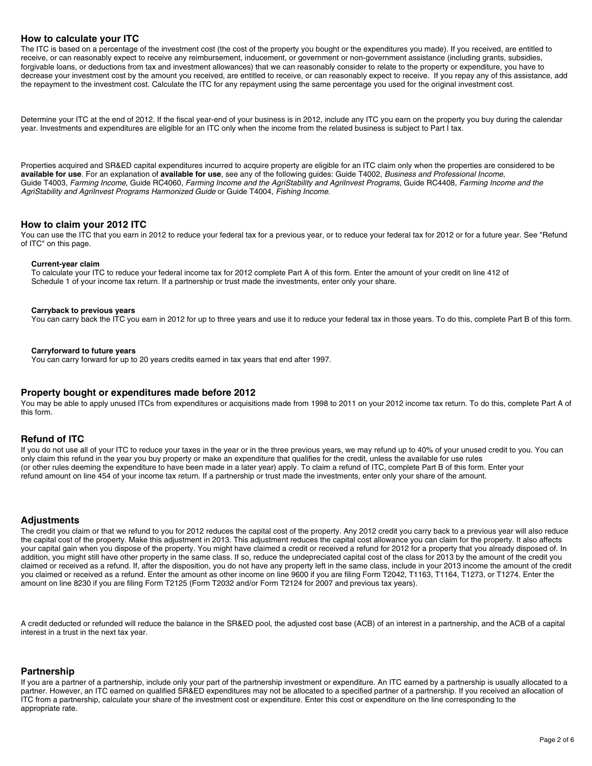## How to calculate your ITC

The ITC is based on a percentage of the investment cost (the cost of the property you bought or the expenditures you made). If you received, are entitled to receive, or can reasonably expect to receive any reimbursement, inducement, or government or non-government assistance (including grants, subsidies, forgivable loans, or deductions from tax and investment allowances) that we can reasonably consider to relate to the property or expenditure, you have to decrease your investment cost by the amount you received, are entitled to receive, or can reasonably expect to receive. If you repay any of this assistance, add the repayment to the investment cost. Calculate the ITC for any repayment using the same percentage you used for the original investment cost.

Determine your ITC at the end of 2012. If the fiscal year-end of your business is in 2012, include any ITC you earn on the property you buy during the calendar year. Investments and expenditures are eligible for an ITC only when the income from the related business is subject to Part I tax.

Properties acquired and SR&ED capital expenditures incurred to acquire property are eligible for an ITC claim only when the properties are considered to be **available for use**. For an explanation of **available for use**, see any of the following guides: Guide T4002, *Business and Professional Income*, Guide T4003, *Farming Income*, Guide RC4060, *Farming Income and the AgriStability and AgriInvest Programs*, Guide RC4408, *Farming Income and the AgriStability and AgriInvest Programs Harmonized Guide* or Guide T4004, *Fishing Income.*

## How to claim your 2012 ITC

You can use the ITC that you earn in 2012 to reduce your federal tax for a previous year, or to reduce your federal tax for 2012 or for a future year. See "Refund of ITC" on this page.

**Current-year claim**

To calculate your ITC to reduce your federal income tax for 2012 complete Part A of this form. Enter the amount of your credit on line 412 of Schedule 1 of your income tax return. If a partnership or trust made the investments, enter only your share.

**Carryback to previous years**

You can carry back the ITC you earn in 2012 for up to three years and use it to reduce your federal tax in those years. To do this, complete Part B of this form.

**Carryforward to future years**

You can carry forward for up to 20 years credits earned in tax years that end after 1997.

## Property bought or expenditures made before 2012

You may be able to apply unused ITCs from expenditures or acquisitions made from 1998 to 2011 on your 2012 income tax return. To do this, complete Part A of this form.

## Refund of ITC

If you do not use all of your ITC to reduce your taxes in the year or in the three previous years, we may refund up to 40% of your unused credit to you. You can only claim this refund in the year you buy property or make an expenditure that qualifies for the credit, unless the available for use rules (or other rules deeming the expenditure to have been made in a later year) apply. To claim a refund of ITC, complete Part B of this form. Enter your refund amount on line 454 of your income tax return. If a partnership or trust made the investments, enter only your share of the amount.

## Adjustments

The credit you claim or that we refund to you for 2012 reduces the capital cost of the property. Any 2012 credit you carry back to a previous year will also reduce the capital cost of the property. Make this adjustment in 2013. This adjustment reduces the capital cost allowance you can claim for the property. It also affects your capital gain when you dispose of the property. You might have claimed a credit or received a refund for 2012 for a property that you already disposed of. In addition, you might still have other property in the same class. If so, reduce the undepreciated capital cost of the class for 2013 by the amount of the credit you claimed or received as a refund. If, after the disposition, you do not have any property left in the same class, include in your 2013 income the amount of the credit you claimed or received as a refund. Enter the amount as other income on line 9600 if you are filing Form T2042, T1163, T1164, T1273, or T1274. Enter the amount on line 8230 if you are filing Form T2125 (Form T2032 and/or Form T2124 for 2007 and previous tax years).

A credit deducted or refunded will reduce the balance in the SR&ED pool, the adjusted cost base (ACB) of an interest in a partnership, and the ACB of a capital interest in a trust in the next tax year.

## Partnership

If you are a partner of a partnership, include only your part of the partnership investment or expenditure. An ITC earned by a partnership is usually allocated to a partner. However, an ITC earned on qualified SR&ED expenditures may not be allocated to a specified partner of a partnership. If you received an allocation of ITC from a partnership, calculate your share of the investment cost or expenditure. Enter this cost or expenditure on the line corresponding to the appropriate rate.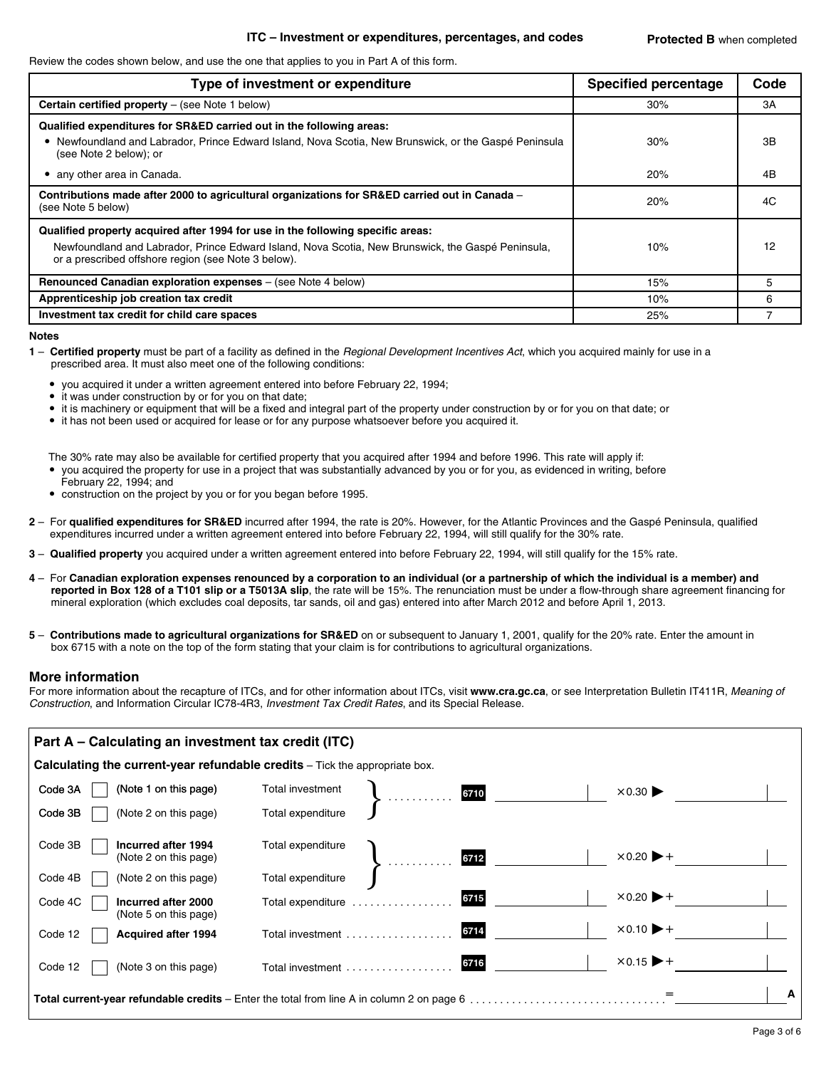## ITC – Investment or expenditures, percentages, and codes

**Protected B** when completed

Review the codes shown below, and use the one that applies to you in Part A of this form.

| Type of investment or expenditure | Specified percentage | Code |
|---|---|---|
| **Certain certified property** – (see Note 1 below) | 30% | 3A |
| **Qualified expenditures for SR&ED carried out in the following areas:** | | |
| • Newfoundland and Labrador, Prince Edward Island, Nova Scotia, New Brunswick, or the Gaspé Peninsula (see Note 2 below); or | 30% | 3B |
| • any other area in Canada. | 20% | 4B |
| **Contributions made after 2000 to agricultural organizations for SR&ED carried out in Canada** – (see Note 5 below) | 20% | 4C |
| **Qualified property acquired after 1994 for use in the following specific areas:** Newfoundland and Labrador, Prince Edward Island, Nova Scotia, New Brunswick, the Gaspé Peninsula, or a prescribed offshore region (see Note 3 below). | 10% | 12 |
| **Renounced Canadian exploration expenses** – (see Note 4 below) | 15% | 5 |
| **Apprenticeship job creation tax credit** | 10% | 6 |
| **Investment tax credit for child care spaces** | 25% | 7 |

**Notes**

1 – **Certified property** must be part of a facility as defined in the *Regional Development Incentives Act*, which you acquired mainly for use in a prescribed area. It must also meet one of the following conditions:

- you acquired it under a written agreement entered into before February 22, 1994;
- it was under construction by or for you on that date;
- it is machinery or equipment that will be a fixed and integral part of the property under construction by or for you on that date; or
- it has not been used or acquired for lease or for any purpose whatsoever before you acquired it.

The 30% rate may also be available for certified property that you acquired after 1994 and before 1996. This rate will apply if:

- you acquired the property for use in a project that was substantially advanced by you or for you, as evidenced in writing, before February 22, 1994; and
- construction on the project by you or for you began before 1995.

2 – For **qualified expenditures for SR&ED** incurred after 1994, the rate is 20%. However, for the Atlantic Provinces and the Gaspé Peninsula, qualified expenditures incurred under a written agreement entered into before February 22, 1994, will still qualify for the 30% rate.

3 – **Qualified property** you acquired under a written agreement entered into before February 22, 1994, will still qualify for the 15% rate.

4 – For **Canadian exploration expenses renounced by a corporation to an individual (or a partnership of which the individual is a member) and reported in Box 128 of a T101 slip or a T5013A slip**, the rate will be 15%. The renunciation must be under a flow-through share agreement financing for mineral exploration (which excludes coal deposits, tar sands, oil and gas) entered into after March 2012 and before April 1, 2013.

5 – **Contributions made to agricultural organizations for SR&ED** on or subsequent to January 1, 2001, qualify for the 20% rate. Enter the amount in box 6715 with a note on the top of the form stating that your claim is for contributions to agricultural organizations.

### More information

For more information about the recapture of ITCs, and for other information about ITCs, visit **www.cra.gc.ca**, or see Interpretation Bulletin IT411R, *Meaning of Construction*, and Information Circular IC78-4R3, *Investment Tax Credit Rates*, and its Special Release.

### Part A – Calculating an investment tax credit (ITC)

**Calculating the current-year refundable credits** – Tick the appropriate box.

| Code | | Description | | Box | Amount | Rate | Credit |
|---|---|---|---|---|---|---|---|
| Code 3A | ☐ | (Note 1 on this page) | Total investment | 6710 | | ×0.30 ▶ | |
| Code 3B | ☐ | (Note 2 on this page) | Total expenditure | | | | |
| Code 3B | ☐ | **Incurred after 1994** (Note 2 on this page) | Total expenditure | 6712 | | ×0.20 ▶+ | |
| Code 4B | ☐ | (Note 2 on this page) | Total expenditure | | | | |
| Code 4C | ☐ | **Incurred after 2000** (Note 5 on this page) | Total expenditure | 6715 | | ×0.20 ▶+ | |
| Code 12 | ☐ | **Acquired after 1994** | Total investment | 6714 | | ×0.10 ▶+ | |
| Code 12 | ☐ | (Note 3 on this page) | Total investment | 6716 | | ×0.15 ▶+ | |

**Total current-year refundable credits** – Enter the total from line A in column 2 on page 6 = ______ **A**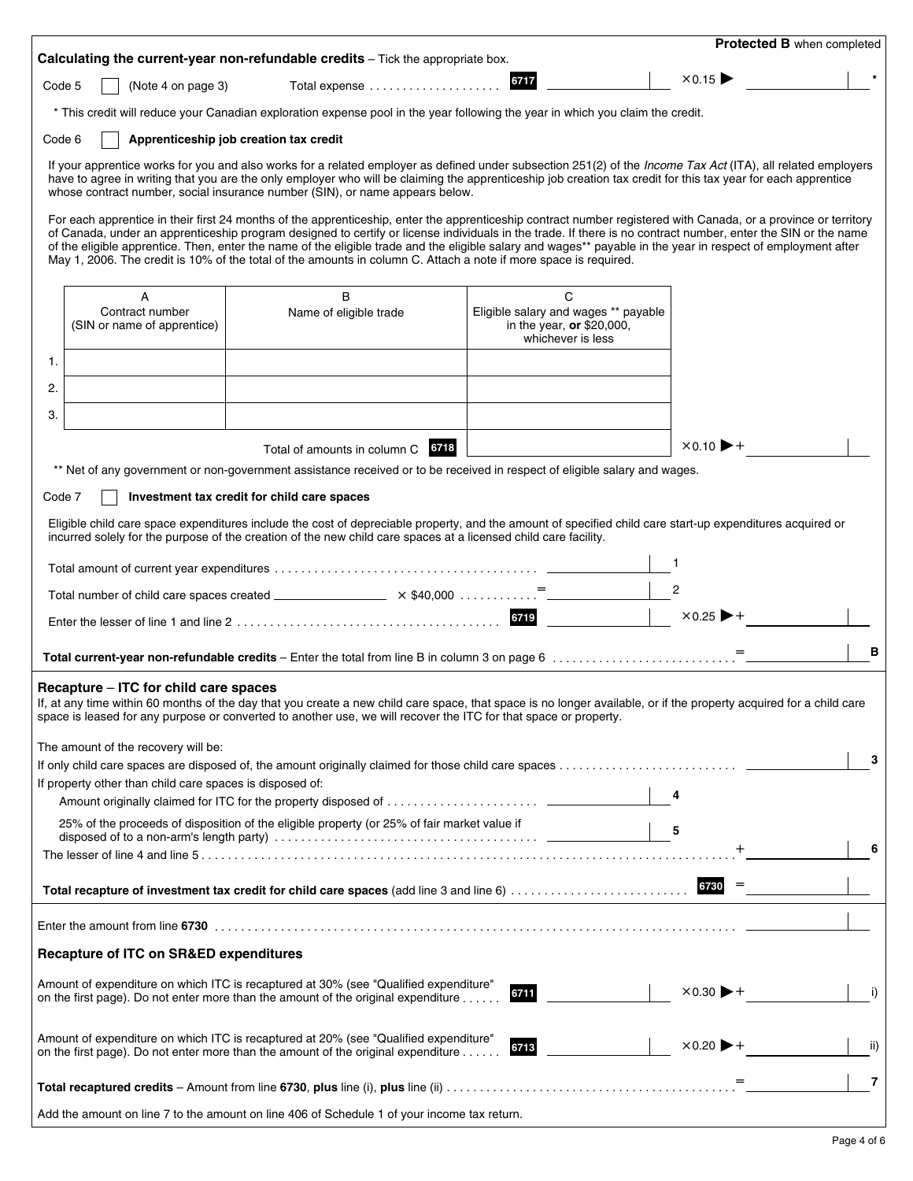Protected B when completed

**Calculating the current-year non-refundable credits** – Tick the appropriate box.

Code 5 ☐ (Note 4 on page 3) Total expense .................... **6717** ________ ×0.15 ▶ ________ *

* This credit will reduce your Canadian exploration expense pool in the year following the year in which you claim the credit.

Code 6 ☐ **Apprenticeship job creation tax credit**

If your apprentice works for you and also works for a related employer as defined under subsection 251(2) of the *Income Tax Act* (ITA), all related employers have to agree in writing that you are the only employer who will be claiming the apprenticeship job creation tax credit for this tax year for each apprentice whose contract number, social insurance number (SIN), or name appears below.

For each apprentice in their first 24 months of the apprenticeship, enter the apprenticeship contract number registered with Canada, or a province or territory of Canada, under an apprenticeship program designed to certify or license individuals in the trade. If there is no contract number, enter the SIN or the name of the eligible apprentice. Then, enter the name of the eligible trade and the eligible salary and wages** payable in the year in respect of employment after May 1, 2006. The credit is 10% of the total of the amounts in column C. Attach a note if more space is required.

| | A<br>Contract number<br>(SIN or name of apprentice) | B<br>Name of eligible trade | C<br>Eligible salary and wages ** payable in the year, **or** $20,000, whichever is less |
|---|---|---|---|
| 1. | | | |
| 2. | | | |
| 3. | | | |
| | | Total of amounts in column C **6718** | |

×0.10 ▶+ ________

** Net of any government or non-government assistance received or to be received in respect of eligible salary and wages.

Code 7 ☐ **Investment tax credit for child care spaces**

Eligible child care space expenditures include the cost of depreciable property, and the amount of specified child care start-up expenditures acquired or incurred solely for the purpose of the creation of the new child care spaces at a licensed child care facility.

Total amount of current year expenditures ........................................ ________ 1

Total number of child care spaces created ________ × $40,000 ............ = ________ 2

Enter the lesser of line 1 and line 2 ........................................ **6719** ________ ×0.25 ▶+ ________

**Total current-year non-refundable credits** – Enter the total from line B in column 3 on page 6 ............................ = ________ **B**

## Recapture – ITC for child care spaces

If, at any time within 60 months of the day that you create a new child care space, that space is no longer available, or if the property acquired for a child care space is leased for any purpose or converted to another use, we will recover the ITC for that space or property.

The amount of the recovery will be:

If only child care spaces are disposed of, the amount originally claimed for those child care spaces ............................ ________ **3**

If property other than child care spaces is disposed of:

Amount originally claimed for ITC for the property disposed of ........................ ________ 4

25% of the proceeds of disposition of the eligible property (or 25% of fair market value if disposed of to a non-arm's length party) ........................................ ________ 5

The lesser of line 4 and line 5 ............................................................................ + ________ **6**

**Total recapture of investment tax credit for child care spaces** (add line 3 and line 6) ............................ **6730** = ________

Enter the amount from line **6730** ............................................................................ ________

## Recapture of ITC on SR&ED expenditures

Amount of expenditure on which ITC is recaptured at 30% (see "Qualified expenditure" on the first page). Do not enter more than the amount of the original expenditure ...... **6711** ________ ×0.30 ▶+ ________ i)

Amount of expenditure on which ITC is recaptured at 20% (see "Qualified expenditure" on the first page). Do not enter more than the amount of the original expenditure ...... **6713** ________ ×0.20 ▶+ ________ ii)

**Total recaptured credits** – Amount from line **6730**, **plus** line (i), **plus** line (ii) ............................................ = ________ **7**

Add the amount on line 7 to the amount on line 406 of Schedule 1 of your income tax return.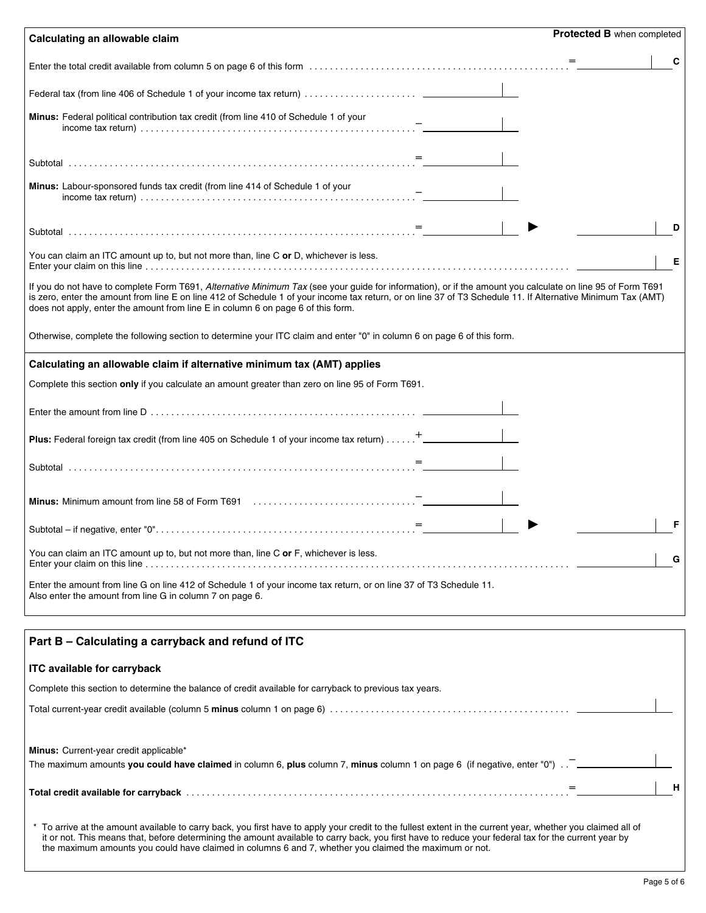Protected B when completed

### Calculating an allowable claim

| | | | |
|---|---|---|---|
| Enter the total credit available from column 5 on page 6 of this form | | = | C |
| Federal tax (from line 406 of Schedule 1 of your income tax return) | | | |
| **Minus:** Federal political contribution tax credit (from line 410 of Schedule 1 of your income tax return) | – | | |
| Subtotal | = | | |
| **Minus:** Labour-sponsored funds tax credit (from line 414 of Schedule 1 of your income tax return) | – | | |
| Subtotal | = | ► | D |
| You can claim an ITC amount up to, but not more than, line C **or** D, whichever is less. Enter your claim on this line | | | E |

If you do not have to complete Form T691, *Alternative Minimum Tax* (see your guide for information), or if the amount you calculate on line 95 of Form T691 is zero, enter the amount from line E on line 412 of Schedule 1 of your income tax return, or on line 37 of T3 Schedule 11. If Alternative Minimum Tax (AMT) does not apply, enter the amount from line E in column 6 on page 6 of this form.

Otherwise, complete the following section to determine your ITC claim and enter "0" in column 6 on page 6 of this form.

### Calculating an allowable claim if alternative minimum tax (AMT) applies

Complete this section **only** if you calculate an amount greater than zero on line 95 of Form T691.

| | | | |
|---|---|---|---|
| Enter the amount from line D | | | |
| **Plus:** Federal foreign tax credit (from line 405 on Schedule 1 of your income tax return) | + | | |
| Subtotal | = | | |
| **Minus:** Minimum amount from line 58 of Form T691 | – | | |
| Subtotal – if negative, enter "0". | = | ► | F |
| You can claim an ITC amount up to, but not more than, line C **or** F, whichever is less. Enter your claim on this line | | | G |

Enter the amount from line G on line 412 of Schedule 1 of your income tax return, or on line 37 of T3 Schedule 11. Also enter the amount from line G in column 7 on page 6.

## Part B – Calculating a carryback and refund of ITC

### ITC available for carryback

Complete this section to determine the balance of credit available for carryback to previous tax years.

| | | |
|---|---|---|
| Total current-year credit available (column 5 **minus** column 1 on page 6) | | |
| **Minus:** Current-year credit applicable* The maximum amounts **you could have claimed** in column 6, **plus** column 7, **minus** column 1 on page 6 (if negative, enter "0") | – | |
| **Total credit available for carryback** | = | H |

\* To arrive at the amount available to carry back, you first have to apply your credit to the fullest extent in the current year, whether you claimed all of it or not. This means that, before determining the amount available to carry back, you first have to reduce your federal tax for the current year by the maximum amounts you could have claimed in columns 6 and 7, whether you claimed the maximum or not.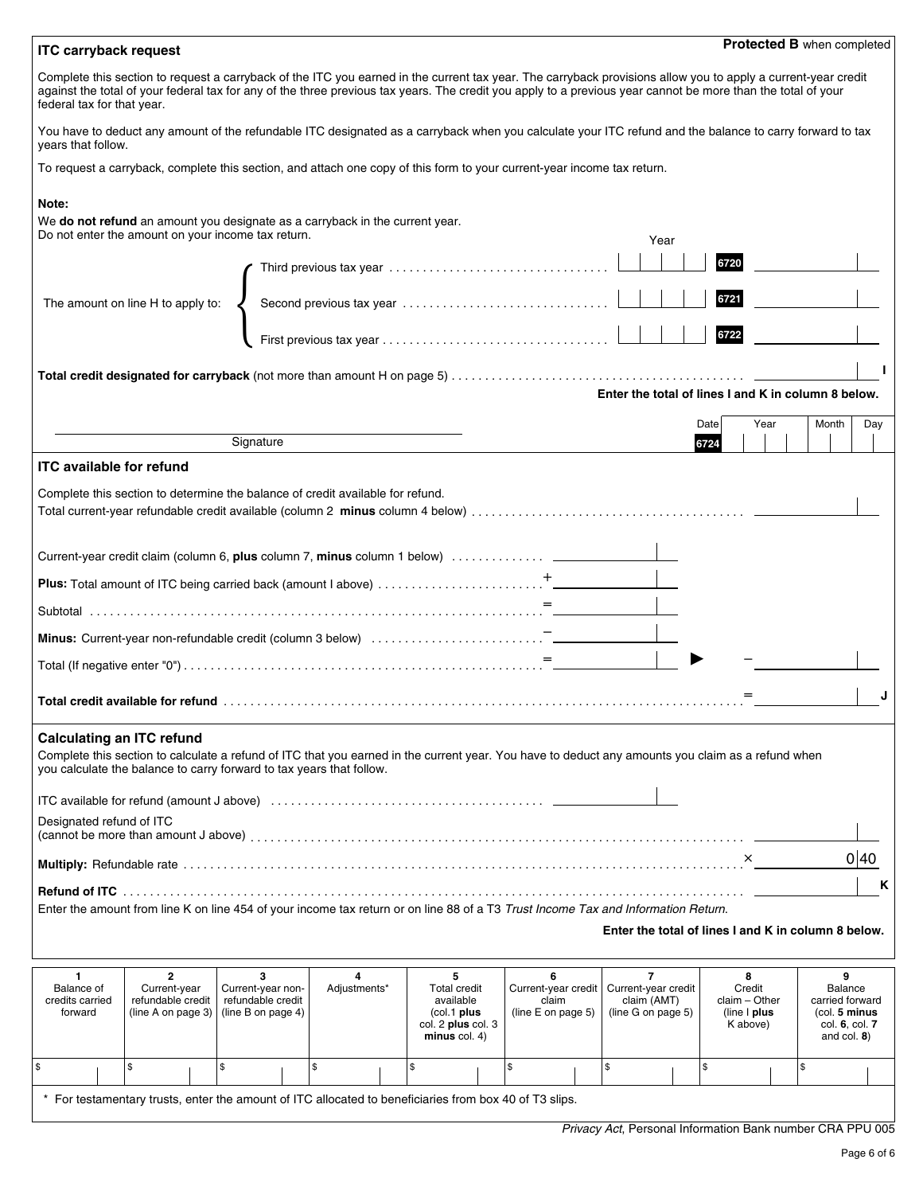## ITC carryback request

**Protected B** when completed

Complete this section to request a carryback of the ITC you earned in the current tax year. The carryback provisions allow you to apply a current-year credit against the total of your federal tax for any of the three previous tax years. The credit you apply to a previous year cannot be more than the total of your federal tax for that year.

You have to deduct any amount of the refundable ITC designated as a carryback when you calculate your ITC refund and the balance to carry forward to tax years that follow.

To request a carryback, complete this section, and attach one copy of this form to your current-year income tax return.

**Note:**
We **do not refund** an amount you designate as a carryback in the current year.
Do not enter the amount on your income tax return.

The amount on line H to apply to:

| | Year | | |
|---|---|---|---|
| Third previous tax year | | 6720 | |
| Second previous tax year | | 6721 | |
| First previous tax year | | 6722 | |

**Total credit designated for carryback** (not more than amount H on page 5) ............ **I**

**Enter the total of lines I and K in column 8 below.**

Signature ____________________ Date 6724 Year | Month | Day

## ITC available for refund

Complete this section to determine the balance of credit available for refund.

Total current-year refundable credit available (column 2 **minus** column 4 below) ............ ________

Current-year credit claim (column 6, **plus** column 7, **minus** column 1 below) ............ ________

**Plus:** Total amount of ITC being carried back (amount I above) ............ + ________

Subtotal ............ = ________

**Minus:** Current-year non-refundable credit (column 3 below) ............ – ________

Total (If negative enter "0") ............ = ________ ▶ – ________

**Total credit available for refund** ............ = ________ **J**

## Calculating an ITC refund

Complete this section to calculate a refund of ITC that you earned in the current year. You have to deduct any amounts you claim as a refund when you calculate the balance to carry forward to tax years that follow.

ITC available for refund (amount J above) ............ ________

Designated refund of ITC (cannot be more than amount J above) ............ ________

**Multiply:** Refundable rate ............ × 0.40

**Refund of ITC** ............ ________ **K**

Enter the amount from line K on line 454 of your income tax return or on line 88 of a T3 *Trust Income Tax and Information Return*.

**Enter the total of lines I and K in column 8 below.**

| 1<br>Balance of credits carried forward | 2<br>Current-year refundable credit (line A on page 3) | 3<br>Current-year non-refundable credit (line B on page 4) | 4<br>Adjustments* | 5<br>Total credit available (col.1 **plus** col. 2 **plus** col. 3 **minus** col. 4) | 6<br>Current-year credit claim (line E on page 5) | 7<br>Current-year credit claim (AMT) (line G on page 5) | 8<br>Credit claim – Other (line I **plus** K above) | 9<br>Balance carried forward (col. **5 minus** col. **6**, col. **7** and col. **8**) |
|---|---|---|---|---|---|---|---|---|
| $ | $ | $ | $ | $ | $ | $ | $ | $ |

\* For testamentary trusts, enter the amount of ITC allocated to beneficiaries from box 40 of T3 slips.

*Privacy Act*, Personal Information Bank number CRA PPU 005